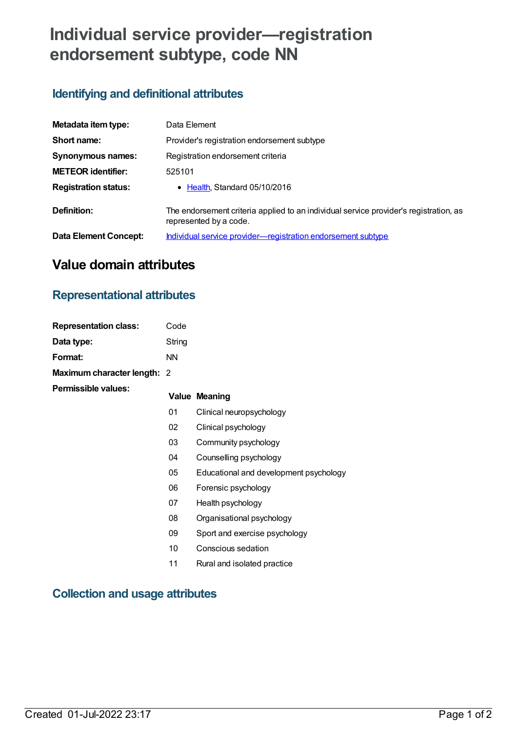# Individual service provider—registration endorsement subtype, code NN

## Identifying and definitional attributes

| | |
|---|---|
| **Metadata item type:** | Data Element |
| **Short name:** | Provider's registration endorsement subtype |
| **Synonymous names:** | Registration endorsement criteria |
| **METEOR identifier:** | 525101 |
| **Registration status:** | • Health, Standard 05/10/2016 |
| **Definition:** | The endorsement criteria applied to an individual service provider's registration, as represented by a code. |
| **Data Element Concept:** | Individual service provider—registration endorsement subtype |

# Value domain attributes

## Representational attributes

| | |
|---|---|
| **Representation class:** | Code |
| **Data type:** | String |
| **Format:** | NN |
| **Maximum character length:** | 2 |

**Permissible values:**

| Value | Meaning |
|---|---|
| 01 | Clinical neuropsychology |
| 02 | Clinical psychology |
| 03 | Community psychology |
| 04 | Counselling psychology |
| 05 | Educational and development psychology |
| 06 | Forensic psychology |
| 07 | Health psychology |
| 08 | Organisational psychology |
| 09 | Sport and exercise psychology |
| 10 | Conscious sedation |
| 11 | Rural and isolated practice |

## Collection and usage attributes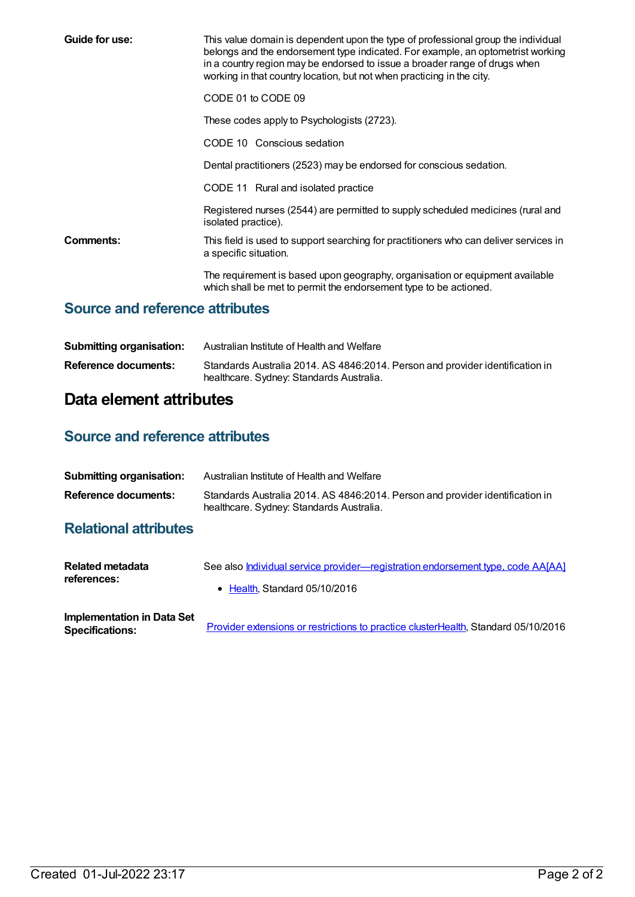**Guide for use:** This value domain is dependent upon the type of professional group the individual belongs and the endorsement type indicated. For example, an optometrist working in a country region may be endorsed to issue a broader range of drugs when working in that country location, but not when practicing in the city.

CODE 01 to CODE 09

These codes apply to Psychologists (2723).

CODE 10 Conscious sedation

Dental practitioners (2523) may be endorsed for conscious sedation.

CODE 11 Rural and isolated practice

Registered nurses (2544) are permitted to supply scheduled medicines (rural and isolated practice).

**Comments:** This field is used to support searching for practitioners who can deliver services in a specific situation.

The requirement is based upon geography, organisation or equipment available which shall be met to permit the endorsement type to be actioned.

## Source and reference attributes

**Submitting organisation:** Australian Institute of Health and Welfare

**Reference documents:** Standards Australia 2014. AS 4846:2014. Person and provider identification in healthcare. Sydney: Standards Australia.

# Data element attributes

## Source and reference attributes

**Submitting organisation:** Australian Institute of Health and Welfare

**Reference documents:** Standards Australia 2014. AS 4846:2014. Person and provider identification in healthcare. Sydney: Standards Australia.

## Relational attributes

**Related metadata references:** See also Individual service provider—registration endorsement type, code AA[AA]

- Health, Standard 05/10/2016

**Implementation in Data Set Specifications:** Provider extensions or restrictions to practice clusterHealth, Standard 05/10/2016